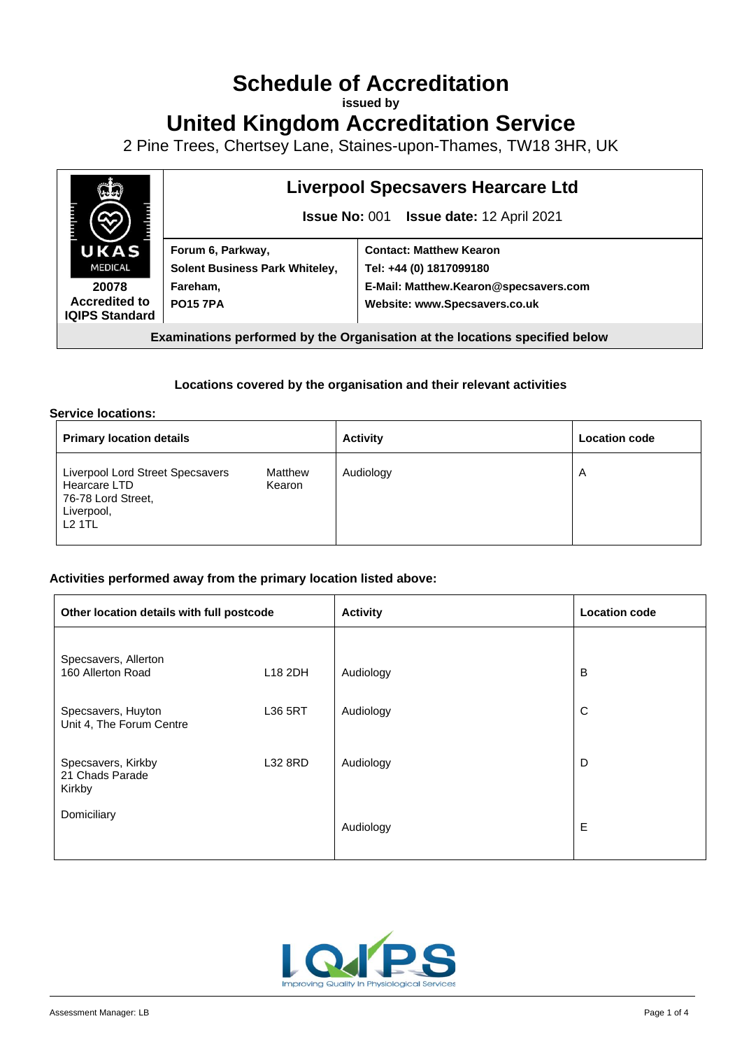# Schedule of Accreditation

**issued by**

# United Kingdom Accreditation Service

2 Pine Trees, Chertsey Lane, Staines-upon-Thames, TW18 3HR, UK

| UKAS MEDICAL 20078 Accredited to IQIPS Standard | **Liverpool Specsavers Hearcare Ltd** **Issue No:** 001 **Issue date:** 12 April 2021 | |
|---|---|---|
| | **Forum 6, Parkway, Solent Business Park Whiteley, Fareham, PO15 7PA** | **Contact: Matthew Kearon Tel: +44 (0) 1817099180 E-Mail: Matthew.Kearon@specsavers.com Website: www.Specsavers.co.uk** |
| **Examinations performed by the Organisation at the locations specified below** | | |

### Locations covered by the organisation and their relevant activities

**Service locations:**

| Primary location details | | Activity | Location code |
|---|---|---|---|
| Liverpool Lord Street Specsavers Hearcare LTD 76-78 Lord Street, Liverpool, L2 1TL | Matthew Kearon | Audiology | A |

**Activities performed away from the primary location listed above:**

| Other location details with full postcode | | Activity | Location code |
|---|---|---|---|
| Specsavers, Allerton 160 Allerton Road | L18 2DH | Audiology | B |
| Specsavers, Huyton Unit 4, The Forum Centre | L36 5RT | Audiology | C |
| Specsavers, Kirkby 21 Chads Parade Kirkby | L32 8RD | Audiology | D |
| Domiciliary | | Audiology | E |

Assessment Manager: LB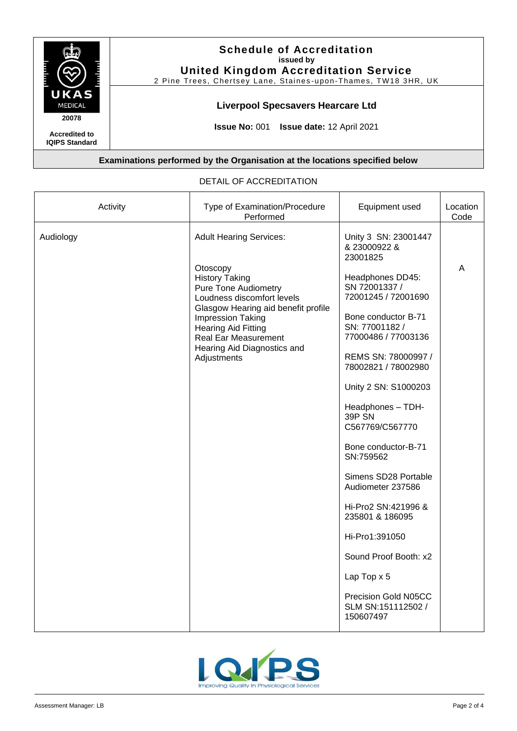## Schedule of Accreditation
**issued by**
## United Kingdom Accreditation Service
2 Pine Trees, Chertsey Lane, Staines-upon-Thames, TW18 3HR, UK

20078

**Accredited to IQIPS Standard**

### Liverpool Specsavers Hearcare Ltd

**Issue No:** 001 **Issue date:** 12 April 2021

**Examinations performed by the Organisation at the locations specified below**

DETAIL OF ACCREDITATION

| Activity | Type of Examination/Procedure Performed | Equipment used | Location Code |
|---|---|---|---|
| Audiology | Adult Hearing Services:<br><br>Otoscopy<br>History Taking<br>Pure Tone Audiometry<br>Loudness discomfort levels<br>Glasgow Hearing aid benefit profile<br>Impression Taking<br>Hearing Aid Fitting<br>Real Ear Measurement<br>Hearing Aid Diagnostics and Adjustments | Unity 3 SN: 23001447 & 23000922 & 23001825<br><br>Headphones DD45: SN 72001337 / 72001245 / 72001690<br><br>Bone conductor B-71 SN: 77001182 / 77000486 / 77003136<br><br>REMS SN: 78000997 / 78002821 / 78002980<br><br>Unity 2 SN: S1000203<br><br>Headphones – TDH-39P SN C567769/C567770<br><br>Bone conductor-B-71 SN:759562<br><br>Simens SD28 Portable Audiometer 237586<br><br>Hi-Pro2 SN:421996 & 235801 & 186095<br><br>Hi-Pro1:391050<br><br>Sound Proof Booth: x2<br><br>Lap Top x 5<br><br>Precision Gold N05CC SLM SN:151112502 / 150607497 | A |

Assessment Manager: LB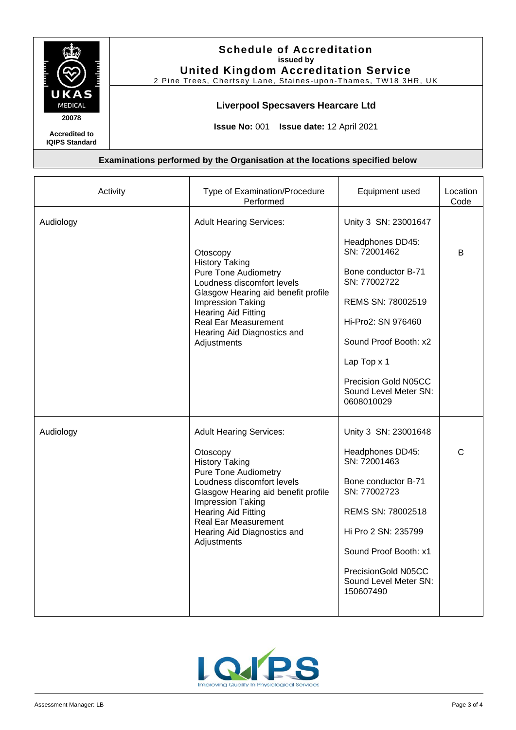## Schedule of Accreditation
**issued by**
## United Kingdom Accreditation Service
2 Pine Trees, Chertsey Lane, Staines-upon-Thames, TW18 3HR, UK

20078

**Accredited to IQIPS Standard**

### Liverpool Specsavers Hearcare Ltd

**Issue No:** 001 **Issue date:** 12 April 2021

**Examinations performed by the Organisation at the locations specified below**

| Activity | Type of Examination/Procedure Performed | Equipment used | Location Code |
|---|---|---|---|
| Audiology | Adult Hearing Services:<br><br>Otoscopy<br>History Taking<br>Pure Tone Audiometry<br>Loudness discomfort levels<br>Glasgow Hearing aid benefit profile<br>Impression Taking<br>Hearing Aid Fitting<br>Real Ear Measurement<br>Hearing Aid Diagnostics and Adjustments | Unity 3 SN: 23001647<br><br>Headphones DD45: SN: 72001462<br><br>Bone conductor B-71 SN: 77002722<br><br>REMS SN: 78002519<br><br>Hi-Pro2: SN 976460<br><br>Sound Proof Booth: x2<br><br>Lap Top x 1<br><br>Precision Gold N05CC Sound Level Meter SN: 0608010029 | B |
| Audiology | Adult Hearing Services:<br><br>Otoscopy<br>History Taking<br>Pure Tone Audiometry<br>Loudness discomfort levels<br>Glasgow Hearing aid benefit profile<br>Impression Taking<br>Hearing Aid Fitting<br>Real Ear Measurement<br>Hearing Aid Diagnostics and Adjustments | Unity 3 SN: 23001648<br><br>Headphones DD45: SN: 72001463<br><br>Bone conductor B-71 SN: 77002723<br><br>REMS SN: 78002518<br><br>Hi Pro 2 SN: 235799<br><br>Sound Proof Booth: x1<br><br>PrecisionGold N05CC Sound Level Meter SN: 150607490 | C |

Assessment Manager: LB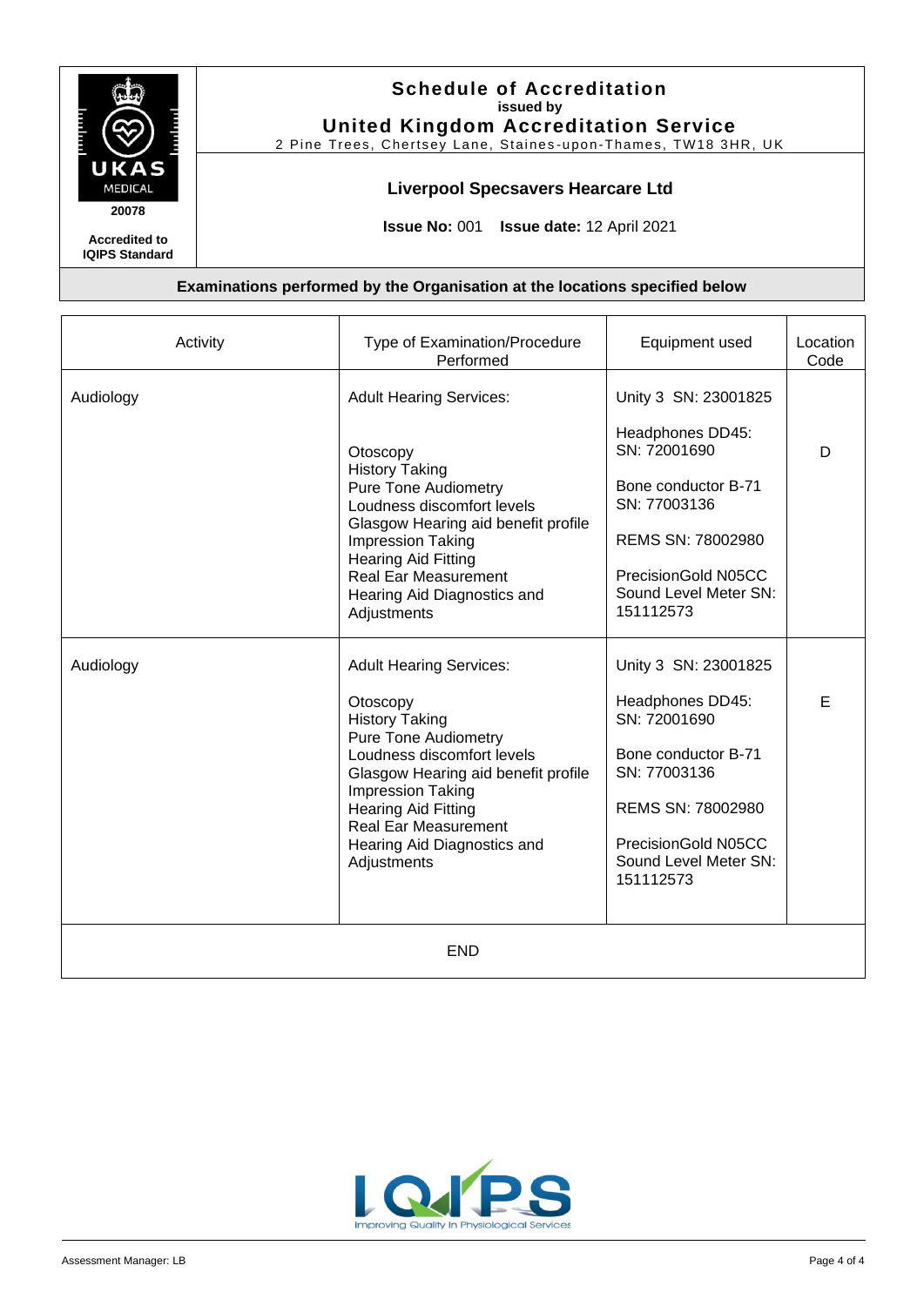# Schedule of Accreditation

issued by

## United Kingdom Accreditation Service

2 Pine Trees, Chertsey Lane, Staines-upon-Thames, TW18 3HR, UK

20078

Accredited to IQIPS Standard

### Liverpool Specsavers Hearcare Ltd

**Issue No:** 001 **Issue date:** 12 April 2021

**Examinations performed by the Organisation at the locations specified below**

| Activity | Type of Examination/Procedure Performed | Equipment used | Location Code |
|---|---|---|---|
| Audiology | Adult Hearing Services:<br><br>Otoscopy<br>History Taking<br>Pure Tone Audiometry<br>Loudness discomfort levels<br>Glasgow Hearing aid benefit profile<br>Impression Taking<br>Hearing Aid Fitting<br>Real Ear Measurement<br>Hearing Aid Diagnostics and Adjustments | Unity 3 SN: 23001825<br><br>Headphones DD45: SN: 72001690<br><br>Bone conductor B-71 SN: 77003136<br><br>REMS SN: 78002980<br><br>PrecisionGold N05CC Sound Level Meter SN: 151112573 | D |
| Audiology | Adult Hearing Services:<br><br>Otoscopy<br>History Taking<br>Pure Tone Audiometry<br>Loudness discomfort levels<br>Glasgow Hearing aid benefit profile<br>Impression Taking<br>Hearing Aid Fitting<br>Real Ear Measurement<br>Hearing Aid Diagnostics and Adjustments | Unity 3 SN: 23001825<br><br>Headphones DD45: SN: 72001690<br><br>Bone conductor B-71 SN: 77003136<br><br>REMS SN: 78002980<br><br>PrecisionGold N05CC Sound Level Meter SN: 151112573 | E |
| END | | | |

IQIPS Improving Quality In Physiological Services

Assessment Manager: LB